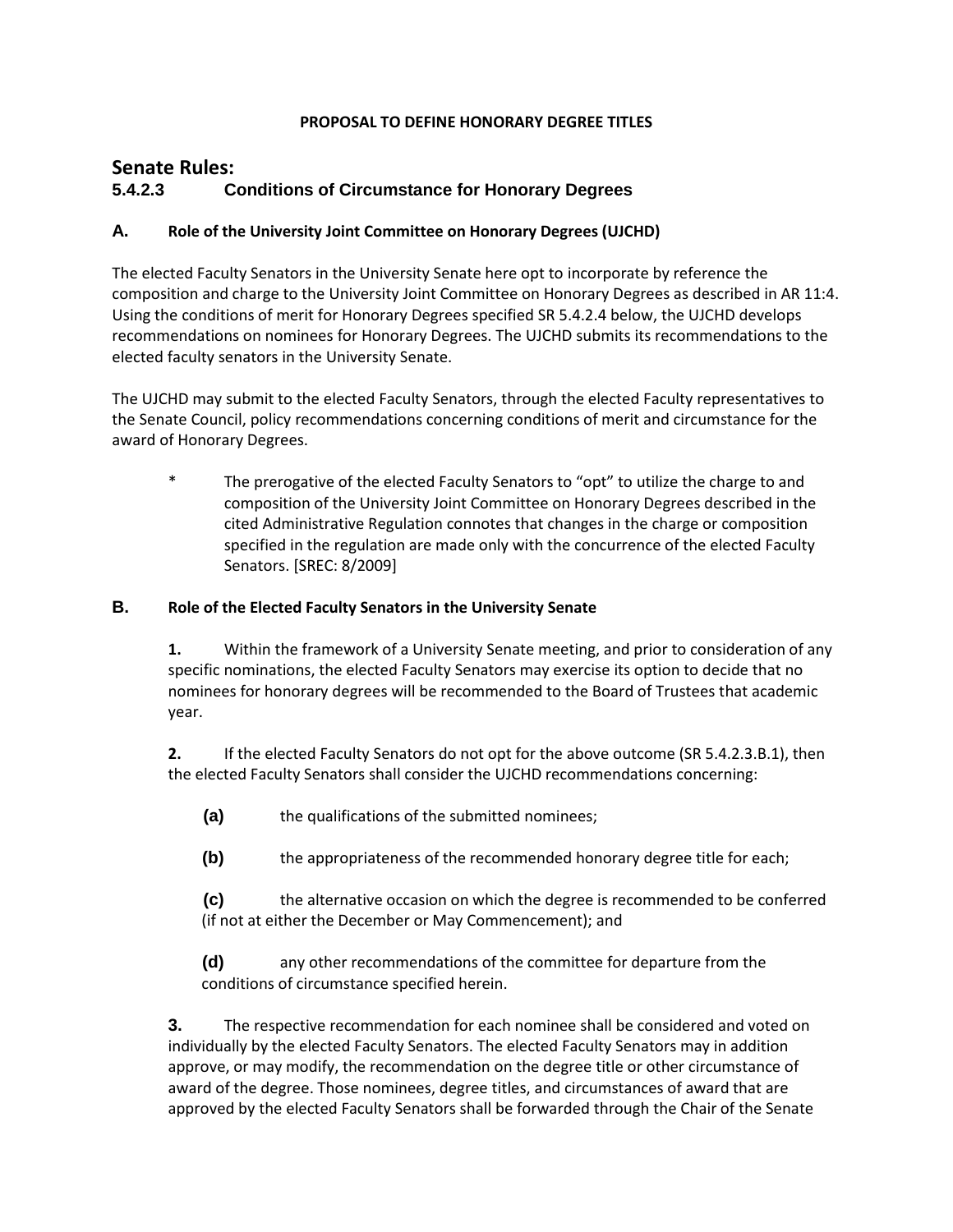**PROPOSAL TO DEFINE HONORARY DEGREE TITLES**

# Senate Rules:

## 5.4.2.3 Conditions of Circumstance for Honorary Degrees

### A. Role of the University Joint Committee on Honorary Degrees (UJCHD)

The elected Faculty Senators in the University Senate here opt to incorporate by reference the composition and charge to the University Joint Committee on Honorary Degrees as described in AR 11:4. Using the conditions of merit for Honorary Degrees specified SR 5.4.2.4 below, the UJCHD develops recommendations on nominees for Honorary Degrees. The UJCHD submits its recommendations to the elected faculty senators in the University Senate.

The UJCHD may submit to the elected Faculty Senators, through the elected Faculty representatives to the Senate Council, policy recommendations concerning conditions of merit and circumstance for the award of Honorary Degrees.

> \* The prerogative of the elected Faculty Senators to "opt" to utilize the charge to and composition of the University Joint Committee on Honorary Degrees described in the cited Administrative Regulation connotes that changes in the charge or composition specified in the regulation are made only with the concurrence of the elected Faculty Senators. [SREC: 8/2009]

### B. Role of the Elected Faculty Senators in the University Senate

**1.** Within the framework of a University Senate meeting, and prior to consideration of any specific nominations, the elected Faculty Senators may exercise its option to decide that no nominees for honorary degrees will be recommended to the Board of Trustees that academic year.

**2.** If the elected Faculty Senators do not opt for the above outcome (SR 5.4.2.3.B.1), then the elected Faculty Senators shall consider the UJCHD recommendations concerning:

- **(a)** the qualifications of the submitted nominees;
- **(b)** the appropriateness of the recommended honorary degree title for each;
- **(c)** the alternative occasion on which the degree is recommended to be conferred (if not at either the December or May Commencement); and
- **(d)** any other recommendations of the committee for departure from the conditions of circumstance specified herein.

**3.** The respective recommendation for each nominee shall be considered and voted on individually by the elected Faculty Senators. The elected Faculty Senators may in addition approve, or may modify, the recommendation on the degree title or other circumstance of award of the degree. Those nominees, degree titles, and circumstances of award that are approved by the elected Faculty Senators shall be forwarded through the Chair of the Senate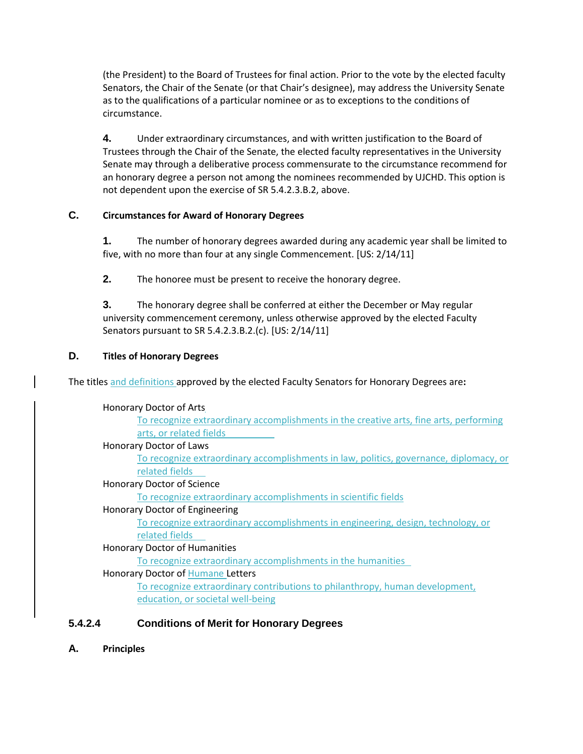(the President) to the Board of Trustees for final action. Prior to the vote by the elected faculty Senators, the Chair of the Senate (or that Chair's designee), may address the University Senate as to the qualifications of a particular nominee or as to exceptions to the conditions of circumstance.

**4.** Under extraordinary circumstances, and with written justification to the Board of Trustees through the Chair of the Senate, the elected faculty representatives in the University Senate may through a deliberative process commensurate to the circumstance recommend for an honorary degree a person not among the nominees recommended by UJCHD. This option is not dependent upon the exercise of SR 5.4.2.3.B.2, above.

**C. Circumstances for Award of Honorary Degrees**

**1.** The number of honorary degrees awarded during any academic year shall be limited to five, with no more than four at any single Commencement. [US: 2/14/11]

**2.** The honoree must be present to receive the honorary degree.

**3.** The honorary degree shall be conferred at either the December or May regular university commencement ceremony, unless otherwise approved by the elected Faculty Senators pursuant to SR 5.4.2.3.B.2.(c). [US: 2/14/11]

**D. Titles of Honorary Degrees**

The titles and definitions approved by the elected Faculty Senators for Honorary Degrees are**:**

Honorary Doctor of Arts
- To recognize extraordinary accomplishments in the creative arts, fine arts, performing arts, or related fields

Honorary Doctor of Laws
- To recognize extraordinary accomplishments in law, politics, governance, diplomacy, or related fields

Honorary Doctor of Science
- To recognize extraordinary accomplishments in scientific fields

Honorary Doctor of Engineering
- To recognize extraordinary accomplishments in engineering, design, technology, or related fields

Honorary Doctor of Humanities
- To recognize extraordinary accomplishments in the humanities

Honorary Doctor of Humane Letters
- To recognize extraordinary contributions to philanthropy, human development, education, or societal well-being

### 5.4.2.4 Conditions of Merit for Honorary Degrees

**A. Principles**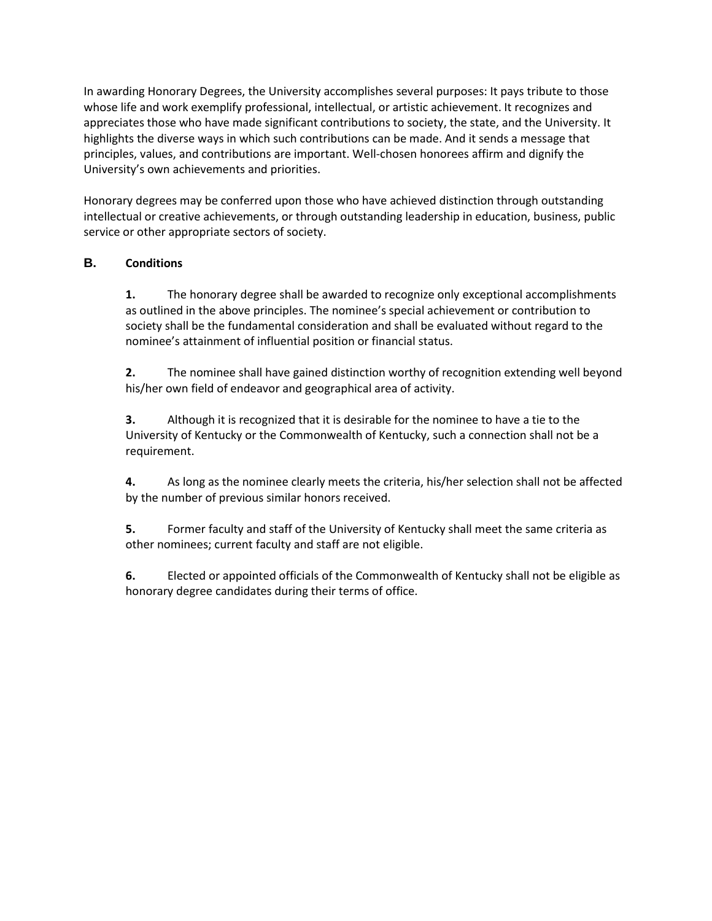In awarding Honorary Degrees, the University accomplishes several purposes: It pays tribute to those whose life and work exemplify professional, intellectual, or artistic achievement. It recognizes and appreciates those who have made significant contributions to society, the state, and the University. It highlights the diverse ways in which such contributions can be made. And it sends a message that principles, values, and contributions are important. Well-chosen honorees affirm and dignify the University's own achievements and priorities.

Honorary degrees may be conferred upon those who have achieved distinction through outstanding intellectual or creative achievements, or through outstanding leadership in education, business, public service or other appropriate sectors of society.

## B. Conditions

**1.** The honorary degree shall be awarded to recognize only exceptional accomplishments as outlined in the above principles. The nominee's special achievement or contribution to society shall be the fundamental consideration and shall be evaluated without regard to the nominee's attainment of influential position or financial status.

**2.** The nominee shall have gained distinction worthy of recognition extending well beyond his/her own field of endeavor and geographical area of activity.

**3.** Although it is recognized that it is desirable for the nominee to have a tie to the University of Kentucky or the Commonwealth of Kentucky, such a connection shall not be a requirement.

**4.** As long as the nominee clearly meets the criteria, his/her selection shall not be affected by the number of previous similar honors received.

**5.** Former faculty and staff of the University of Kentucky shall meet the same criteria as other nominees; current faculty and staff are not eligible.

**6.** Elected or appointed officials of the Commonwealth of Kentucky shall not be eligible as honorary degree candidates during their terms of office.